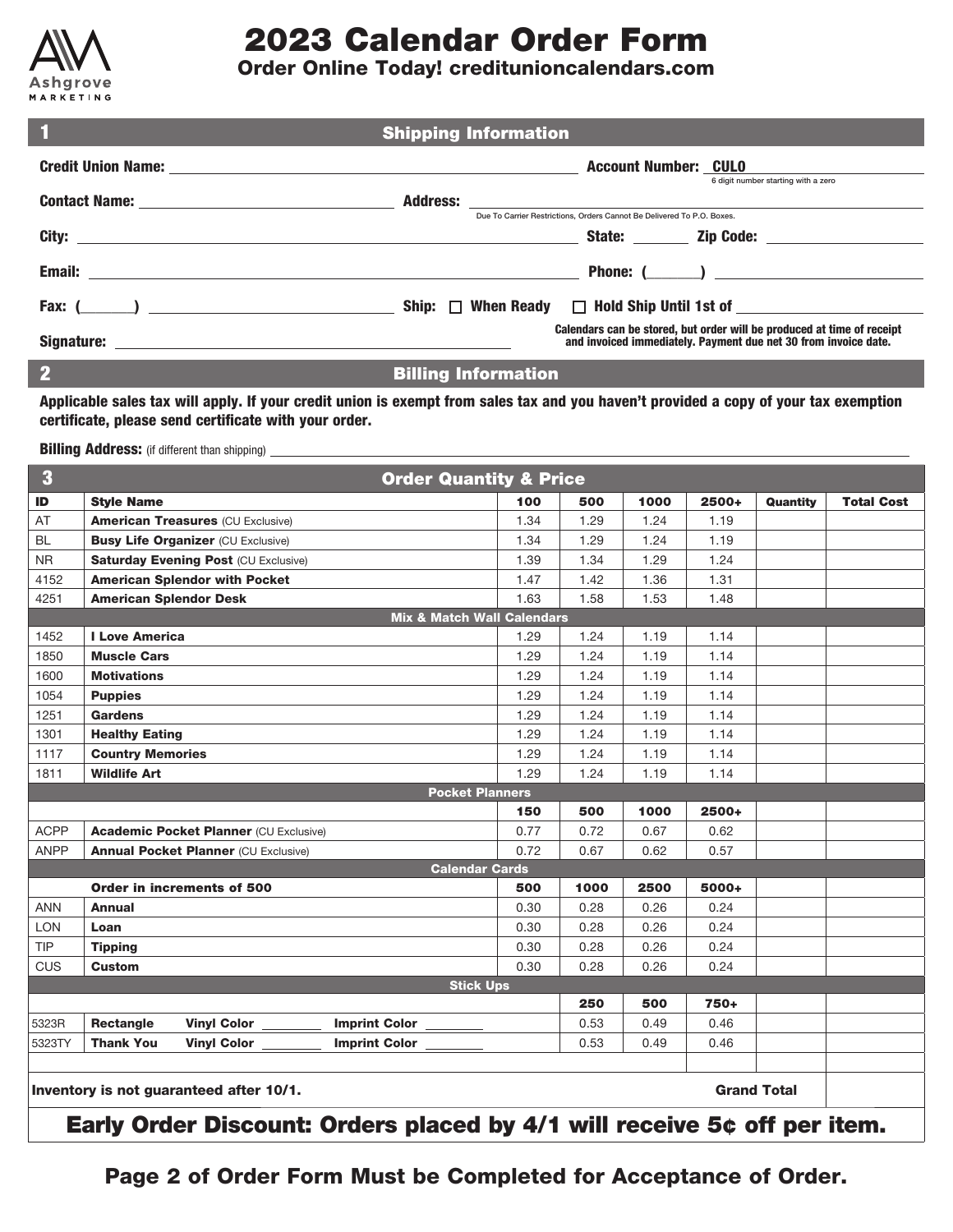Ashgrove MARKETING

# 2023 Calendar Order Form

**Order Online Today! creditunioncalendars.com**

## 1 Shipping Information

**Credit Union Name:** ____________________ **Account Number:** CUL0____________
6 digit number starting with a zero

**Contact Name:** ____________________ **Address:** ____________________
Due To Carrier Restrictions, Orders Cannot Be Delivered To P.O. Boxes.

**City:** ____________________ **State:** ________ **Zip Code:** ____________

**Email:** ____________________ **Phone:** (______) ____________________

**Fax:** (______) ____________________ **Ship:** ☐ **When Ready** ☐ **Hold Ship Until 1st of** ____________

**Signature:** ____________________

**Calendars can be stored, but order will be produced at time of receipt and invoiced immediately. Payment due net 30 from invoice date.**

## 2 Billing Information

**Applicable sales tax will apply. If your credit union is exempt from sales tax and you haven't provided a copy of your tax exemption certificate, please send certificate with your order.**

**Billing Address:** (if different than shipping) ____________________

## 3 Order Quantity & Price

| ID | Style Name | 100 | 500 | 1000 | 2500+ | Quantity | Total Cost |
|---|---|---|---|---|---|---|---|
| AT | **American Treasures** (CU Exclusive) | 1.34 | 1.29 | 1.24 | 1.19 | | |
| BL | **Busy Life Organizer** (CU Exclusive) | 1.34 | 1.29 | 1.24 | 1.19 | | |
| NR | **Saturday Evening Post** (CU Exclusive) | 1.39 | 1.34 | 1.29 | 1.24 | | |
| 4152 | **American Splendor with Pocket** | 1.47 | 1.42 | 1.36 | 1.31 | | |
| 4251 | **American Splendor Desk** | 1.63 | 1.58 | 1.53 | 1.48 | | |
| | **Mix & Match Wall Calendars** | | | | | | |
| 1452 | **I Love America** | 1.29 | 1.24 | 1.19 | 1.14 | | |
| 1850 | **Muscle Cars** | 1.29 | 1.24 | 1.19 | 1.14 | | |
| 1600 | **Motivations** | 1.29 | 1.24 | 1.19 | 1.14 | | |
| 1054 | **Puppies** | 1.29 | 1.24 | 1.19 | 1.14 | | |
| 1251 | **Gardens** | 1.29 | 1.24 | 1.19 | 1.14 | | |
| 1301 | **Healthy Eating** | 1.29 | 1.24 | 1.19 | 1.14 | | |
| 1117 | **Country Memories** | 1.29 | 1.24 | 1.19 | 1.14 | | |
| 1811 | **Wildlife Art** | 1.29 | 1.24 | 1.19 | 1.14 | | |
| | **Pocket Planners** | | | | | | |
| | | **150** | **500** | **1000** | **2500+** | | |
| ACPP | **Academic Pocket Planner** (CU Exclusive) | 0.77 | 0.72 | 0.67 | 0.62 | | |
| ANPP | **Annual Pocket Planner** (CU Exclusive) | 0.72 | 0.67 | 0.62 | 0.57 | | |
| | **Calendar Cards** | | | | | | |
| | **Order in increments of 500** | **500** | **1000** | **2500** | **5000+** | | |
| ANN | **Annual** | 0.30 | 0.28 | 0.26 | 0.24 | | |
| LON | **Loan** | 0.30 | 0.28 | 0.26 | 0.24 | | |
| TIP | **Tipping** | 0.30 | 0.28 | 0.26 | 0.24 | | |
| CUS | **Custom** | 0.30 | 0.28 | 0.26 | 0.24 | | |
| | **Stick Ups** | | | | | | |
| | | | **250** | **500** | **750+** | | |
| 5323R | **Rectangle** **Vinyl Color** ________ **Imprint Color** ________ | | 0.53 | 0.49 | 0.46 | | |
| 5323TY | **Thank You** **Vinyl Color** ________ **Imprint Color** ________ | | 0.53 | 0.49 | 0.46 | | |
| | | | | | | | |
| | **Inventory is not guaranteed after 10/1.** | | | | | **Grand Total** | |

**Early Order Discount: Orders placed by 4/1 will receive 5¢ off per item.**

**Page 2 of Order Form Must be Completed for Acceptance of Order.**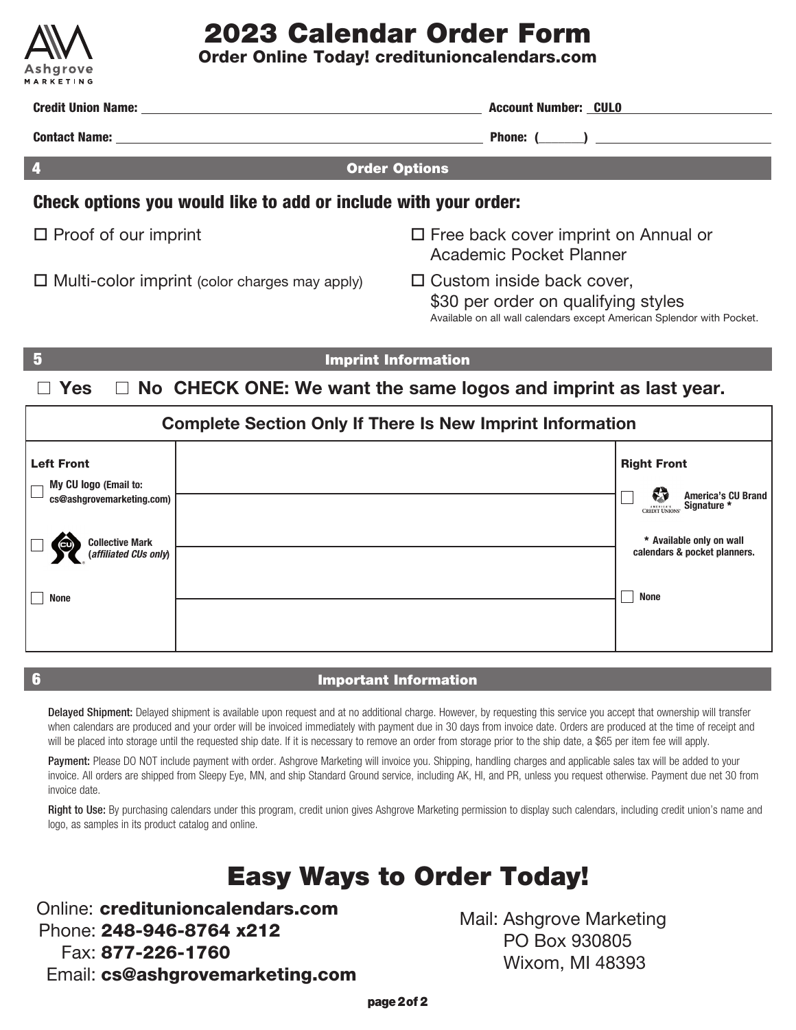# 2023 Calendar Order Form

**Order Online Today! creditunioncalendars.com**

**Credit Union Name:** ______________________ **Account Number:** CULO______________

**Contact Name:** ______________________ **Phone:** (______) ______________

## 4 Order Options

### Check options you would like to add or include with your order:

- ☐ Proof of our imprint
- ☐ Multi-color imprint (color charges may apply)
- ☐ Free back cover imprint on Annual or Academic Pocket Planner
- ☐ Custom inside back cover, $30 per order on qualifying styles
  Available on all wall calendars except American Splendor with Pocket.

## 5 Imprint Information

☐ **Yes** ☐ **No CHECK ONE: We want the same logos and imprint as last year.**

| Complete Section Only If There Is New Imprint Information | | |
|---|---|---|
| **Left Front** | | **Right Front** |
| ☐ **My CU logo (Email to: cs@ashgrovemarketing.com)** | | ☐ **America's CU Brand Signature \*** |
| ☐ **Collective Mark (*affiliated CUs only*)** | | **\* Available only on wall calendars & pocket planners.** |
| ☐ **None** | | ☐ **None** |
| | | |

## 6 Important Information

**Delayed Shipment:** Delayed shipment is available upon request and at no additional charge. However, by requesting this service you accept that ownership will transfer when calendars are produced and your order will be invoiced immediately with payment due in 30 days from invoice date. Orders are produced at the time of receipt and will be placed into storage until the requested ship date. If it is necessary to remove an order from storage prior to the ship date, a $65 per item fee will apply.

**Payment:** Please DO NOT include payment with order. Ashgrove Marketing will invoice you. Shipping, handling charges and applicable sales tax will be added to your invoice. All orders are shipped from Sleepy Eye, MN, and ship Standard Ground service, including AK, HI, and PR, unless you request otherwise. Payment due net 30 from invoice date.

**Right to Use:** By purchasing calendars under this program, credit union gives Ashgrove Marketing permission to display such calendars, including credit union's name and logo, as samples in its product catalog and online.

# Easy Ways to Order Today!

Online: **creditunioncalendars.com**
Phone: **248-946-8764 x212**
Fax: **877-226-1760**
Email: **cs@ashgrovemarketing.com**

Mail: Ashgrove Marketing
PO Box 930805
Wixom, MI 48393